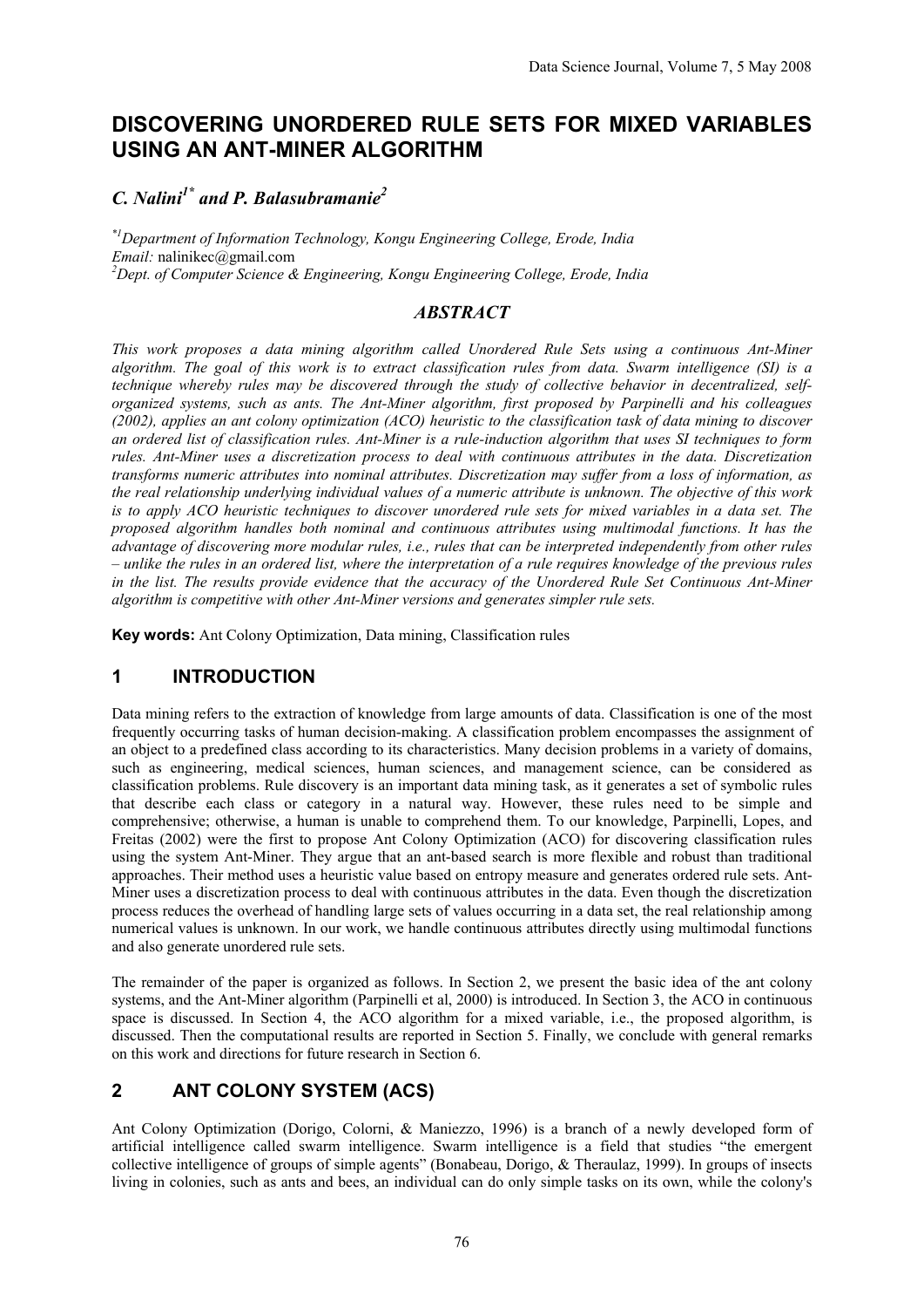# DISCOVERING UNORDERED RULE SETS FOR MIXED VARIABLES USING AN ANT-MINER ALGORITHM

*C. Nalini[1*] and P. Balasubramanie[2]*

*[*1]Department of Information Technology, Kongu Engineering College, Erode, India*
*Email:* nalinikec@gmail.com
*[2]Dept. of Computer Science & Engineering, Kongu Engineering College, Erode, India*

## *ABSTRACT*

*This work proposes a data mining algorithm called Unordered Rule Sets using a continuous Ant-Miner algorithm. The goal of this work is to extract classification rules from data. Swarm intelligence (SI) is a technique whereby rules may be discovered through the study of collective behavior in decentralized, self-organized systems, such as ants. The Ant-Miner algorithm, first proposed by Parpinelli and his colleagues (2002), applies an ant colony optimization (ACO) heuristic to the classification task of data mining to discover an ordered list of classification rules. Ant-Miner is a rule-induction algorithm that uses SI techniques to form rules. Ant-Miner uses a discretization process to deal with continuous attributes in the data. Discretization transforms numeric attributes into nominal attributes. Discretization may suffer from a loss of information, as the real relationship underlying individual values of a numeric attribute is unknown. The objective of this work is to apply ACO heuristic techniques to discover unordered rule sets for mixed variables in a data set. The proposed algorithm handles both nominal and continuous attributes using multimodal functions. It has the advantage of discovering more modular rules, i.e., rules that can be interpreted independently from other rules – unlike the rules in an ordered list, where the interpretation of a rule requires knowledge of the previous rules in the list. The results provide evidence that the accuracy of the Unordered Rule Set Continuous Ant-Miner algorithm is competitive with other Ant-Miner versions and generates simpler rule sets.*

**Key words:** Ant Colony Optimization, Data mining, Classification rules

## 1 INTRODUCTION

Data mining refers to the extraction of knowledge from large amounts of data. Classification is one of the most frequently occurring tasks of human decision-making. A classification problem encompasses the assignment of an object to a predefined class according to its characteristics. Many decision problems in a variety of domains, such as engineering, medical sciences, human sciences, and management science, can be considered as classification problems. Rule discovery is an important data mining task, as it generates a set of symbolic rules that describe each class or category in a natural way. However, these rules need to be simple and comprehensive; otherwise, a human is unable to comprehend them. To our knowledge, Parpinelli, Lopes, and Freitas (2002) were the first to propose Ant Colony Optimization (ACO) for discovering classification rules using the system Ant-Miner. They argue that an ant-based search is more flexible and robust than traditional approaches. Their method uses a heuristic value based on entropy measure and generates ordered rule sets. Ant-Miner uses a discretization process to deal with continuous attributes in the data. Even though the discretization process reduces the overhead of handling large sets of values occurring in a data set, the real relationship among numerical values is unknown. In our work, we handle continuous attributes directly using multimodal functions and also generate unordered rule sets.

The remainder of the paper is organized as follows. In Section 2, we present the basic idea of the ant colony systems, and the Ant-Miner algorithm (Parpinelli et al, 2000) is introduced. In Section 3, the ACO in continuous space is discussed. In Section 4, the ACO algorithm for a mixed variable, i.e., the proposed algorithm, is discussed. Then the computational results are reported in Section 5. Finally, we conclude with general remarks on this work and directions for future research in Section 6.

## 2 ANT COLONY SYSTEM (ACS)

Ant Colony Optimization (Dorigo, Colorni, & Maniezzo, 1996) is a branch of a newly developed form of artificial intelligence called swarm intelligence. Swarm intelligence is a field that studies "the emergent collective intelligence of groups of simple agents" (Bonabeau, Dorigo, & Theraulaz, 1999). In groups of insects living in colonies, such as ants and bees, an individual can do only simple tasks on its own, while the colony's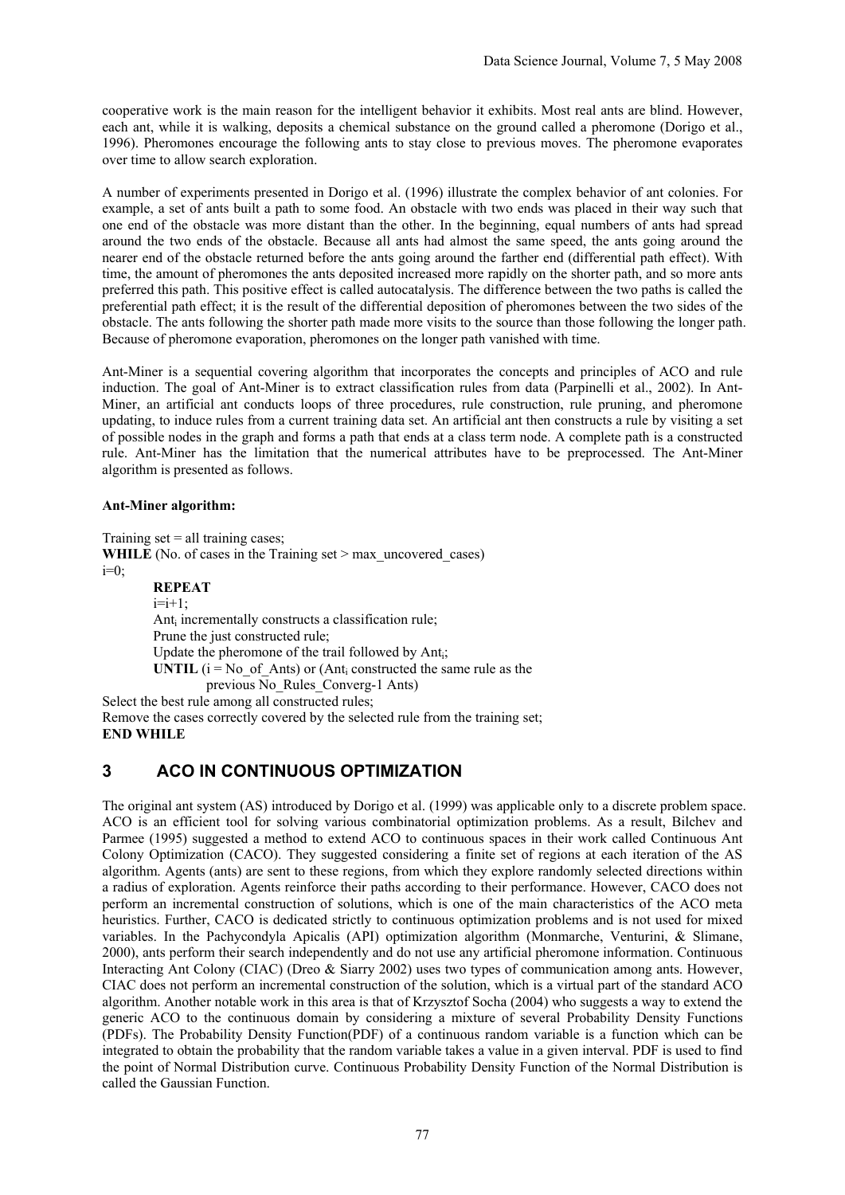cooperative work is the main reason for the intelligent behavior it exhibits. Most real ants are blind. However, each ant, while it is walking, deposits a chemical substance on the ground called a pheromone (Dorigo et al., 1996). Pheromones encourage the following ants to stay close to previous moves. The pheromone evaporates over time to allow search exploration.

A number of experiments presented in Dorigo et al. (1996) illustrate the complex behavior of ant colonies. For example, a set of ants built a path to some food. An obstacle with two ends was placed in their way such that one end of the obstacle was more distant than the other. In the beginning, equal numbers of ants had spread around the two ends of the obstacle. Because all ants had almost the same speed, the ants going around the nearer end of the obstacle returned before the ants going around the farther end (differential path effect). With time, the amount of pheromones the ants deposited increased more rapidly on the shorter path, and so more ants preferred this path. This positive effect is called autocatalysis. The difference between the two paths is called the preferential path effect; it is the result of the differential deposition of pheromones between the two sides of the obstacle. The ants following the shorter path made more visits to the source than those following the longer path. Because of pheromone evaporation, pheromones on the longer path vanished with time.

Ant-Miner is a sequential covering algorithm that incorporates the concepts and principles of ACO and rule induction. The goal of Ant-Miner is to extract classification rules from data (Parpinelli et al., 2002). In Ant-Miner, an artificial ant conducts loops of three procedures, rule construction, rule pruning, and pheromone updating, to induce rules from a current training data set. An artificial ant then constructs a rule by visiting a set of possible nodes in the graph and forms a path that ends at a class term node. A complete path is a constructed rule. Ant-Miner has the limitation that the numerical attributes have to be preprocessed. The Ant-Miner algorithm is presented as follows.

**Ant-Miner algorithm:**

Training set = all training cases;
**WHILE** (No. of cases in the Training set > max_uncovered_cases)
i=0;

> **REPEAT**
> i=i+1;
> $Ant_i$ incrementally constructs a classification rule;
> Prune the just constructed rule;
> Update the pheromone of the trail followed by $Ant_i$;
> **UNTIL** (i = No_of_Ants) or ($Ant_i$ constructed the same rule as the previous No_Rules_Converg-1 Ants)

Select the best rule among all constructed rules;
Remove the cases correctly covered by the selected rule from the training set;
**END WHILE**

## 3 ACO IN CONTINUOUS OPTIMIZATION

The original ant system (AS) introduced by Dorigo et al. (1999) was applicable only to a discrete problem space. ACO is an efficient tool for solving various combinatorial optimization problems. As a result, Bilchev and Parmee (1995) suggested a method to extend ACO to continuous spaces in their work called Continuous Ant Colony Optimization (CACO). They suggested considering a finite set of regions at each iteration of the AS algorithm. Agents (ants) are sent to these regions, from which they explore randomly selected directions within a radius of exploration. Agents reinforce their paths according to their performance. However, CACO does not perform an incremental construction of solutions, which is one of the main characteristics of the ACO meta heuristics. Further, CACO is dedicated strictly to continuous optimization problems and is not used for mixed variables. In the Pachycondyla Apicalis (API) optimization algorithm (Monmarche, Venturini, & Slimane, 2000), ants perform their search independently and do not use any artificial pheromone information. Continuous Interacting Ant Colony (CIAC) (Dreo & Siarry 2002) uses two types of communication among ants. However, CIAC does not perform an incremental construction of the solution, which is a virtual part of the standard ACO algorithm. Another notable work in this area is that of Krzysztof Socha (2004) who suggests a way to extend the generic ACO to the continuous domain by considering a mixture of several Probability Density Functions (PDFs). The Probability Density Function(PDF) of a continuous random variable is a function which can be integrated to obtain the probability that the random variable takes a value in a given interval. PDF is used to find the point of Normal Distribution curve. Continuous Probability Density Function of the Normal Distribution is called the Gaussian Function.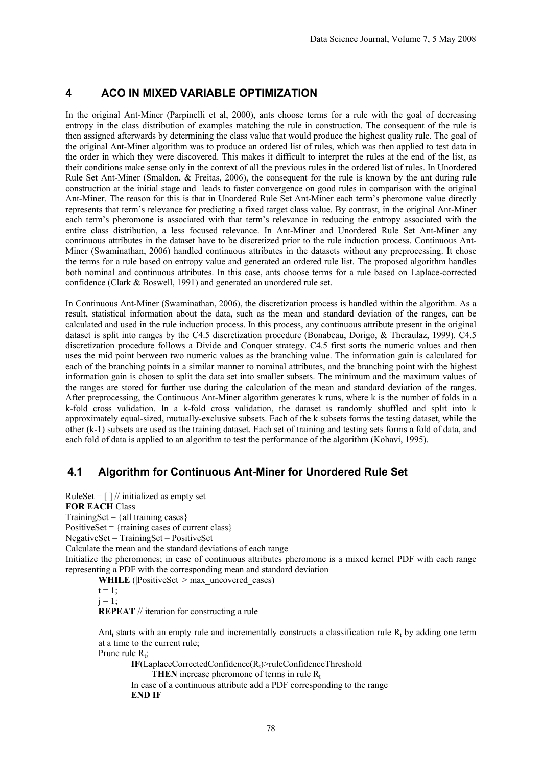## 4 ACO IN MIXED VARIABLE OPTIMIZATION

In the original Ant-Miner (Parpinelli et al, 2000), ants choose terms for a rule with the goal of decreasing entropy in the class distribution of examples matching the rule in construction. The consequent of the rule is then assigned afterwards by determining the class value that would produce the highest quality rule. The goal of the original Ant-Miner algorithm was to produce an ordered list of rules, which was then applied to test data in the order in which they were discovered. This makes it difficult to interpret the rules at the end of the list, as their conditions make sense only in the context of all the previous rules in the ordered list of rules. In Unordered Rule Set Ant-Miner (Smaldon, & Freitas, 2006), the consequent for the rule is known by the ant during rule construction at the initial stage and leads to faster convergence on good rules in comparison with the original Ant-Miner. The reason for this is that in Unordered Rule Set Ant-Miner each term's pheromone value directly represents that term's relevance for predicting a fixed target class value. By contrast, in the original Ant-Miner each term's pheromone is associated with that term's relevance in reducing the entropy associated with the entire class distribution, a less focused relevance. In Ant-Miner and Unordered Rule Set Ant-Miner any continuous attributes in the dataset have to be discretized prior to the rule induction process. Continuous Ant-Miner (Swaminathan, 2006) handled continuous attributes in the datasets without any preprocessing. It chose the terms for a rule based on entropy value and generated an ordered rule list. The proposed algorithm handles both nominal and continuous attributes. In this case, ants choose terms for a rule based on Laplace-corrected confidence (Clark & Boswell, 1991) and generated an unordered rule set.

In Continuous Ant-Miner (Swaminathan, 2006), the discretization process is handled within the algorithm. As a result, statistical information about the data, such as the mean and standard deviation of the ranges, can be calculated and used in the rule induction process. In this process, any continuous attribute present in the original dataset is split into ranges by the C4.5 discretization procedure (Bonabeau, Dorigo, & Theraulaz, 1999). C4.5 discretization procedure follows a Divide and Conquer strategy. C4.5 first sorts the numeric values and then uses the mid point between two numeric values as the branching value. The information gain is calculated for each of the branching points in a similar manner to nominal attributes, and the branching point with the highest information gain is chosen to split the data set into smaller subsets. The minimum and the maximum values of the ranges are stored for further use during the calculation of the mean and standard deviation of the ranges. After preprocessing, the Continuous Ant-Miner algorithm generates k runs, where k is the number of folds in a k-fold cross validation. In a k-fold cross validation, the dataset is randomly shuffled and split into k approximately equal-sized, mutually-exclusive subsets. Each of the k subsets forms the testing dataset, while the other (k-1) subsets are used as the training dataset. Each set of training and testing sets forms a fold of data, and each fold of data is applied to an algorithm to test the performance of the algorithm (Kohavi, 1995).

### 4.1 Algorithm for Continuous Ant-Miner for Unordered Rule Set

RuleSet = [ ] // initialized as empty set
**FOR EACH** Class
TrainingSet = {all training cases}
PositiveSet = {training cases of current class}
NegativeSet = TrainingSet – PositiveSet
Calculate the mean and the standard deviations of each range
Initialize the pheromones; in case of continuous attributes pheromone is a mixed kernel PDF with each range representing a PDF with the corresponding mean and standard deviation

**WHILE** (|PositiveSet| > max_uncovered_cases)
$t = 1$;
$j = 1$;
**REPEAT** // iteration for constructing a rule

Ant$_t$ starts with an empty rule and incrementally constructs a classification rule $R_t$ by adding one term at a time to the current rule;
Prune rule $R_t$;
**IF**(LaplaceCorrectedConfidence($R_t$)>ruleConfidenceThreshold
**THEN** increase pheromone of terms in rule $R_t$
In case of a continuous attribute add a PDF corresponding to the range
**END IF**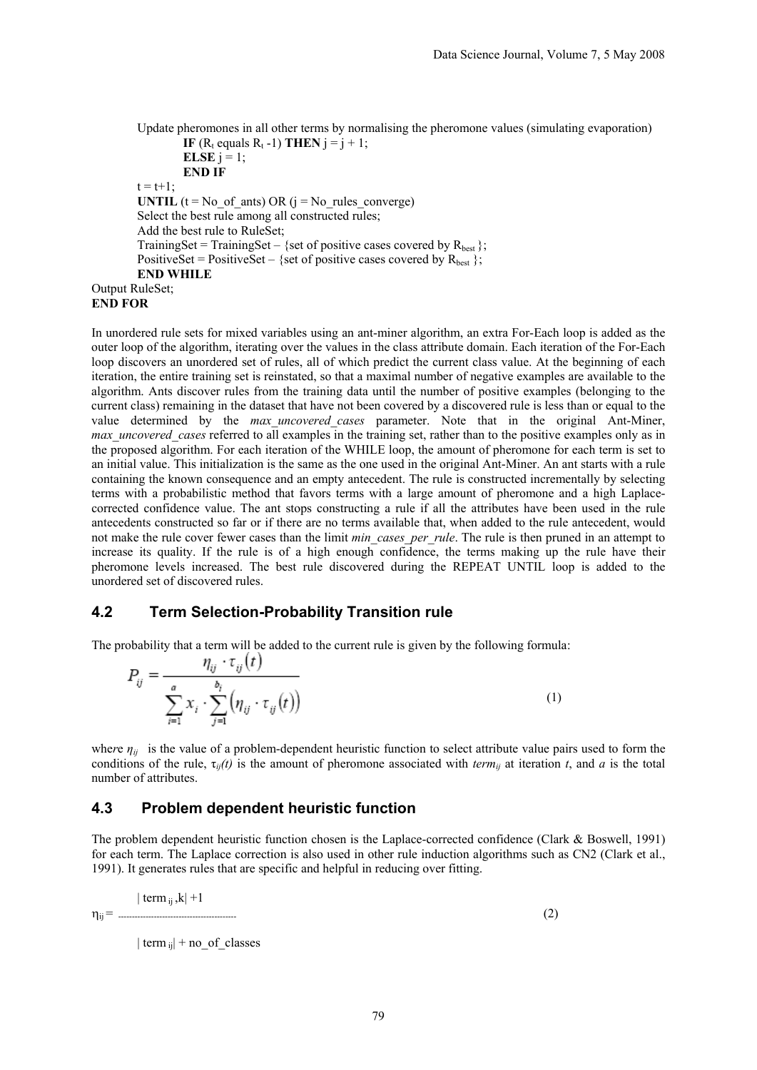```
        Update pheromones in all other terms by normalising the pheromone values (simulating evaporation)
            IF (R_t equals R_t -1) THEN j = j + 1;
            ELSE j = 1;
            END IF
        t = t+1;
        UNTIL (t = No_of_ants) OR (j = No_rules_converge)
        Select the best rule among all constructed rules;
        Add the best rule to RuleSet;
        TrainingSet = TrainingSet – {set of positive cases covered by R_best };
        PositiveSet = PositiveSet – {set of positive cases covered by R_best };
        END WHILE
Output RuleSet;
END FOR
```

In unordered rule sets for mixed variables using an ant-miner algorithm, an extra For-Each loop is added as the outer loop of the algorithm, iterating over the values in the class attribute domain. Each iteration of the For-Each loop discovers an unordered set of rules, all of which predict the current class value. At the beginning of each iteration, the entire training set is reinstated, so that a maximal number of negative examples are available to the algorithm. Ants discover rules from the training data until the number of positive examples (belonging to the current class) remaining in the dataset that have not been covered by a discovered rule is less than or equal to the value determined by the *max_uncovered_cases* parameter. Note that in the original Ant-Miner, *max_uncovered_cases* referred to all examples in the training set, rather than to the positive examples only as in the proposed algorithm. For each iteration of the WHILE loop, the amount of pheromone for each term is set to an initial value. This initialization is the same as the one used in the original Ant-Miner. An ant starts with a rule containing the known consequence and an empty antecedent. The rule is constructed incrementally by selecting terms with a probabilistic method that favors terms with a large amount of pheromone and a high Laplace-corrected confidence value. The ant stops constructing a rule if all the attributes have been used in the rule antecedents constructed so far or if there are no terms available that, when added to the rule antecedent, would not make the rule cover fewer cases than the limit *min_cases_per_rule*. The rule is then pruned in an attempt to increase its quality. If the rule is of a high enough confidence, the terms making up the rule have their pheromone levels increased. The best rule discovered during the REPEAT UNTIL loop is added to the unordered set of discovered rules.

## 4.2 Term Selection-Probability Transition rule

The probability that a term will be added to the current rule is given by the following formula:

$$P_{ij} = \frac{\eta_{ij} \cdot \tau_{ij}(t)}{\sum_{i=1}^{a} x_i \cdot \sum_{j=1}^{b_i} \left(\eta_{ij} \cdot \tau_{ij}(t)\right)} \tag{1}$$

where $\eta_{ij}$ is the value of a problem-dependent heuristic function to select attribute value pairs used to form the conditions of the rule, $\tau_{ij}(t)$ is the amount of pheromone associated with $term_{ij}$ at iteration $t$, and $a$ is the total number of attributes.

## 4.3 Problem dependent heuristic function

The problem dependent heuristic function chosen is the Laplace-corrected confidence (Clark & Boswell, 1991) for each term. The Laplace correction is also used in other rule induction algorithms such as CN2 (Clark et al., 1991). It generates rules that are specific and helpful in reducing over fitting.

$$\eta_{ij} = \frac{|\,term_{ij},k| + 1}{|\,term_{ij}| + no\_of\_classes} \tag{2}$$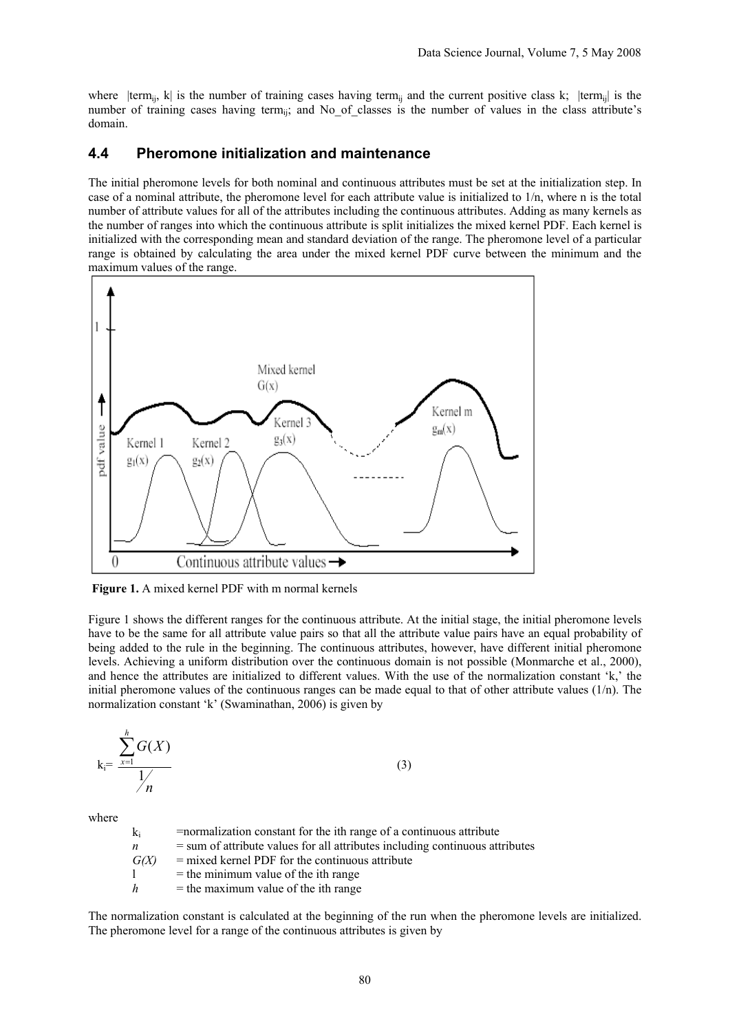where $|term_{ij}, k|$ is the number of training cases having $term_{ij}$ and the current positive class k; $|term_{ij}|$ is the number of training cases having $term_{ij}$; and No_of_classes is the number of values in the class attribute's domain.

## 4.4 Pheromone initialization and maintenance

The initial pheromone levels for both nominal and continuous attributes must be set at the initialization step. In case of a nominal attribute, the pheromone level for each attribute value is initialized to 1/n, where n is the total number of attribute values for all of the attributes including the continuous attributes. Adding as many kernels as the number of ranges into which the continuous attribute is split initializes the mixed kernel PDF. Each kernel is initialized with the corresponding mean and standard deviation of the range. The pheromone level of a particular range is obtained by calculating the area under the mixed kernel PDF curve between the minimum and the maximum values of the range.

**Figure 1.** A mixed kernel PDF with m normal kernels

Figure 1 shows the different ranges for the continuous attribute. At the initial stage, the initial pheromone levels have to be the same for all attribute value pairs so that all the attribute value pairs have an equal probability of being added to the rule in the beginning. The continuous attributes, however, have different initial pheromone levels. Achieving a uniform distribution over the continuous domain is not possible (Monmarche et al., 2000), and hence the attributes are initialized to different values. With the use of the normalization constant 'k,' the initial pheromone values of the continuous ranges can be made equal to that of other attribute values (1/n). The normalization constant 'k' (Swaminathan, 2006) is given by

$$k_i = \frac{\sum_{x=1}^{h} G(X)}{1/n} \tag{3}$$

where

- $k_i$ =normalization constant for the ith range of a continuous attribute
- $n$ = sum of attribute values for all attributes including continuous attributes
- $G(X)$ = mixed kernel PDF for the continuous attribute
- $l$ = the minimum value of the ith range
- $h$ = the maximum value of the ith range

The normalization constant is calculated at the beginning of the run when the pheromone levels are initialized. The pheromone level for a range of the continuous attributes is given by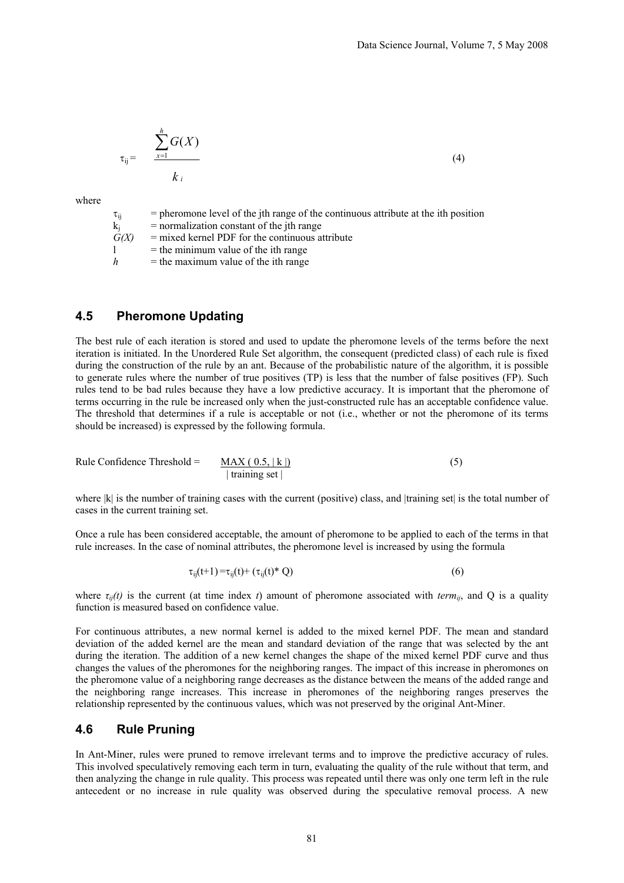$$\tau_{ij} = \frac{\sum_{x=1}^{h} G(X)}{k_i} \tag{4}$$

where

$\tau_{ij}$ = pheromone level of the jth range of the continuous attribute at the ith position
$k_j$ = normalization constant of the jth range
$G(X)$ = mixed kernel PDF for the continuous attribute
l = the minimum value of the ith range
$h$ = the maximum value of the ith range

## 4.5 Pheromone Updating

The best rule of each iteration is stored and used to update the pheromone levels of the terms before the next iteration is initiated. In the Unordered Rule Set algorithm, the consequent (predicted class) of each rule is fixed during the construction of the rule by an ant. Because of the probabilistic nature of the algorithm, it is possible to generate rules where the number of true positives (TP) is less that the number of false positives (FP). Such rules tend to be bad rules because they have a low predictive accuracy. It is important that the pheromone of terms occurring in the rule be increased only when the just-constructed rule has an acceptable confidence value. The threshold that determines if a rule is acceptable or not (i.e., whether or not the pheromone of its terms should be increased) is expressed by the following formula.

$$\text{Rule Confidence Threshold} = \frac{\text{MAX}(0.5, |k|)}{|\text{training set}|} \tag{5}$$

where |k| is the number of training cases with the current (positive) class, and |training set| is the total number of cases in the current training set.

Once a rule has been considered acceptable, the amount of pheromone to be applied to each of the terms in that rule increases. In the case of nominal attributes, the pheromone level is increased by using the formula

$$\tau_{ij}(t+1) = \tau_{ij}(t) + (\tau_{ij}(t) * Q) \tag{6}$$

where $\tau_{ij}(t)$ is the current (at time index $t$) amount of pheromone associated with $term_{ij}$, and Q is a quality function is measured based on confidence value.

For continuous attributes, a new normal kernel is added to the mixed kernel PDF. The mean and standard deviation of the added kernel are the mean and standard deviation of the range that was selected by the ant during the iteration. The addition of a new kernel changes the shape of the mixed kernel PDF curve and thus changes the values of the pheromones for the neighboring ranges. The impact of this increase in pheromones on the pheromone value of a neighboring range decreases as the distance between the means of the added range and the neighboring range increases. This increase in pheromones of the neighboring ranges preserves the relationship represented by the continuous values, which was not preserved by the original Ant-Miner.

## 4.6 Rule Pruning

In Ant-Miner, rules were pruned to remove irrelevant terms and to improve the predictive accuracy of rules. This involved speculatively removing each term in turn, evaluating the quality of the rule without that term, and then analyzing the change in rule quality. This process was repeated until there was only one term left in the rule antecedent or no increase in rule quality was observed during the speculative removal process. A new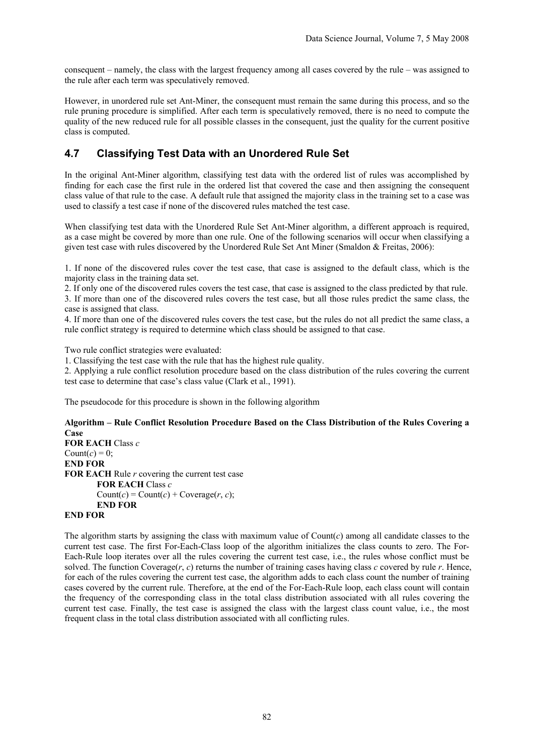consequent – namely, the class with the largest frequency among all cases covered by the rule – was assigned to the rule after each term was speculatively removed.

However, in unordered rule set Ant-Miner, the consequent must remain the same during this process, and so the rule pruning procedure is simplified. After each term is speculatively removed, there is no need to compute the quality of the new reduced rule for all possible classes in the consequent, just the quality for the current positive class is computed.

## 4.7 Classifying Test Data with an Unordered Rule Set

In the original Ant-Miner algorithm, classifying test data with the ordered list of rules was accomplished by finding for each case the first rule in the ordered list that covered the case and then assigning the consequent class value of that rule to the case. A default rule that assigned the majority class in the training set to a case was used to classify a test case if none of the discovered rules matched the test case.

When classifying test data with the Unordered Rule Set Ant-Miner algorithm, a different approach is required, as a case might be covered by more than one rule. One of the following scenarios will occur when classifying a given test case with rules discovered by the Unordered Rule Set Ant Miner (Smaldon & Freitas, 2006):

1. If none of the discovered rules cover the test case, that case is assigned to the default class, which is the majority class in the training data set.
2. If only one of the discovered rules covers the test case, that case is assigned to the class predicted by that rule.
3. If more than one of the discovered rules covers the test case, but all those rules predict the same class, the case is assigned that class.
4. If more than one of the discovered rules covers the test case, but the rules do not all predict the same class, a rule conflict strategy is required to determine which class should be assigned to that case.

Two rule conflict strategies were evaluated:
1. Classifying the test case with the rule that has the highest rule quality.
2. Applying a rule conflict resolution procedure based on the class distribution of the rules covering the current test case to determine that case's class value (Clark et al., 1991).

The pseudocode for this procedure is shown in the following algorithm

**Algorithm – Rule Conflict Resolution Procedure Based on the Class Distribution of the Rules Covering a Case**

```
FOR EACH Class c
Count(c) = 0;
END FOR
FOR EACH Rule r covering the current test case
        FOR EACH Class c
        Count(c) = Count(c) + Coverage(r, c);
        END FOR
END FOR
```

The algorithm starts by assigning the class with maximum value of Count(*c*) among all candidate classes to the current test case. The first For-Each-Class loop of the algorithm initializes the class counts to zero. The For-Each-Rule loop iterates over all the rules covering the current test case, i.e., the rules whose conflict must be solved. The function Coverage(*r*, *c*) returns the number of training cases having class *c* covered by rule *r*. Hence, for each of the rules covering the current test case, the algorithm adds to each class count the number of training cases covered by the current rule. Therefore, at the end of the For-Each-Rule loop, each class count will contain the frequency of the corresponding class in the total class distribution associated with all rules covering the current test case. Finally, the test case is assigned the class with the largest class count value, i.e., the most frequent class in the total class distribution associated with all conflicting rules.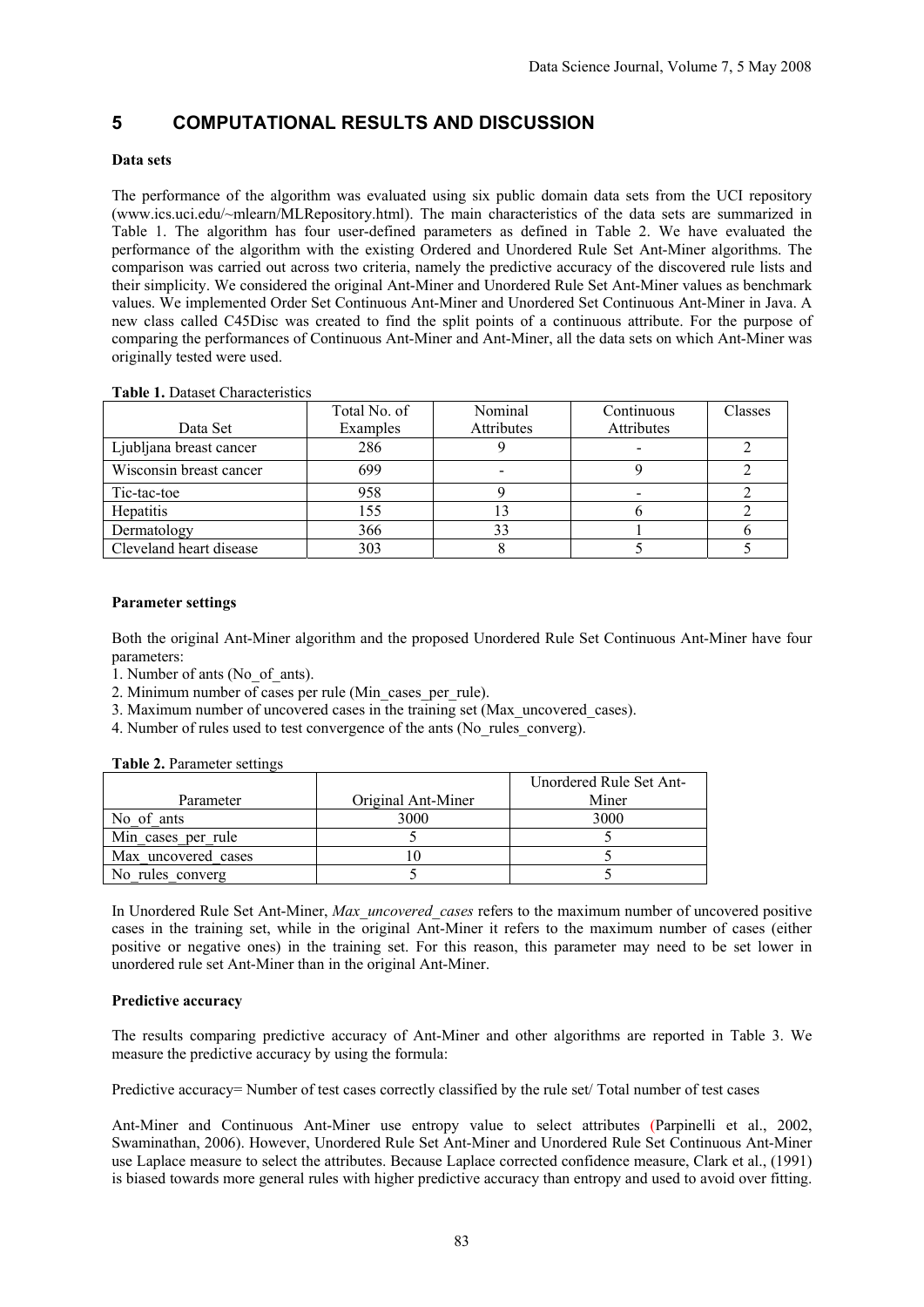## 5 COMPUTATIONAL RESULTS AND DISCUSSION

**Data sets**

The performance of the algorithm was evaluated using six public domain data sets from the UCI repository (www.ics.uci.edu/~mlearn/MLRepository.html). The main characteristics of the data sets are summarized in Table 1. The algorithm has four user-defined parameters as defined in Table 2. We have evaluated the performance of the algorithm with the existing Ordered and Unordered Rule Set Ant-Miner algorithms. The comparison was carried out across two criteria, namely the predictive accuracy of the discovered rule lists and their simplicity. We considered the original Ant-Miner and Unordered Rule Set Ant-Miner values as benchmark values. We implemented Order Set Continuous Ant-Miner and Unordered Set Continuous Ant-Miner in Java. A new class called C45Disc was created to find the split points of a continuous attribute. For the purpose of comparing the performances of Continuous Ant-Miner and Ant-Miner, all the data sets on which Ant-Miner was originally tested were used.

**Table 1.** Dataset Characteristics

| Data Set | Total No. of Examples | Nominal Attributes | Continuous Attributes | Classes |
|---|---|---|---|---|
| Ljubljana breast cancer | 286 | 9 | - | 2 |
| Wisconsin breast cancer | 699 | - | 9 | 2 |
| Tic-tac-toe | 958 | 9 | - | 2 |
| Hepatitis | 155 | 13 | 6 | 2 |
| Dermatology | 366 | 33 | 1 | 6 |
| Cleveland heart disease | 303 | 8 | 5 | 5 |

**Parameter settings**

Both the original Ant-Miner algorithm and the proposed Unordered Rule Set Continuous Ant-Miner have four parameters:

1. Number of ants (No_of_ants).
2. Minimum number of cases per rule (Min_cases_per_rule).
3. Maximum number of uncovered cases in the training set (Max_uncovered_cases).
4. Number of rules used to test convergence of the ants (No_rules_converg).

**Table 2.** Parameter settings

| Parameter | Original Ant-Miner | Unordered Rule Set Ant-Miner |
|---|---|---|
| No_of_ants | 3000 | 3000 |
| Min_cases_per_rule | 5 | 5 |
| Max_uncovered_cases | 10 | 5 |
| No_rules_converg | 5 | 5 |

In Unordered Rule Set Ant-Miner, *Max_uncovered_cases* refers to the maximum number of uncovered positive cases in the training set, while in the original Ant-Miner it refers to the maximum number of cases (either positive or negative ones) in the training set. For this reason, this parameter may need to be set lower in unordered rule set Ant-Miner than in the original Ant-Miner.

**Predictive accuracy**

The results comparing predictive accuracy of Ant-Miner and other algorithms are reported in Table 3. We measure the predictive accuracy by using the formula:

Predictive accuracy= Number of test cases correctly classified by the rule set/ Total number of test cases

Ant-Miner and Continuous Ant-Miner use entropy value to select attributes (Parpinelli et al., 2002, Swaminathan, 2006). However, Unordered Rule Set Ant-Miner and Unordered Rule Set Continuous Ant-Miner use Laplace measure to select the attributes. Because Laplace corrected confidence measure, Clark et al., (1991) is biased towards more general rules with higher predictive accuracy than entropy and used to avoid over fitting.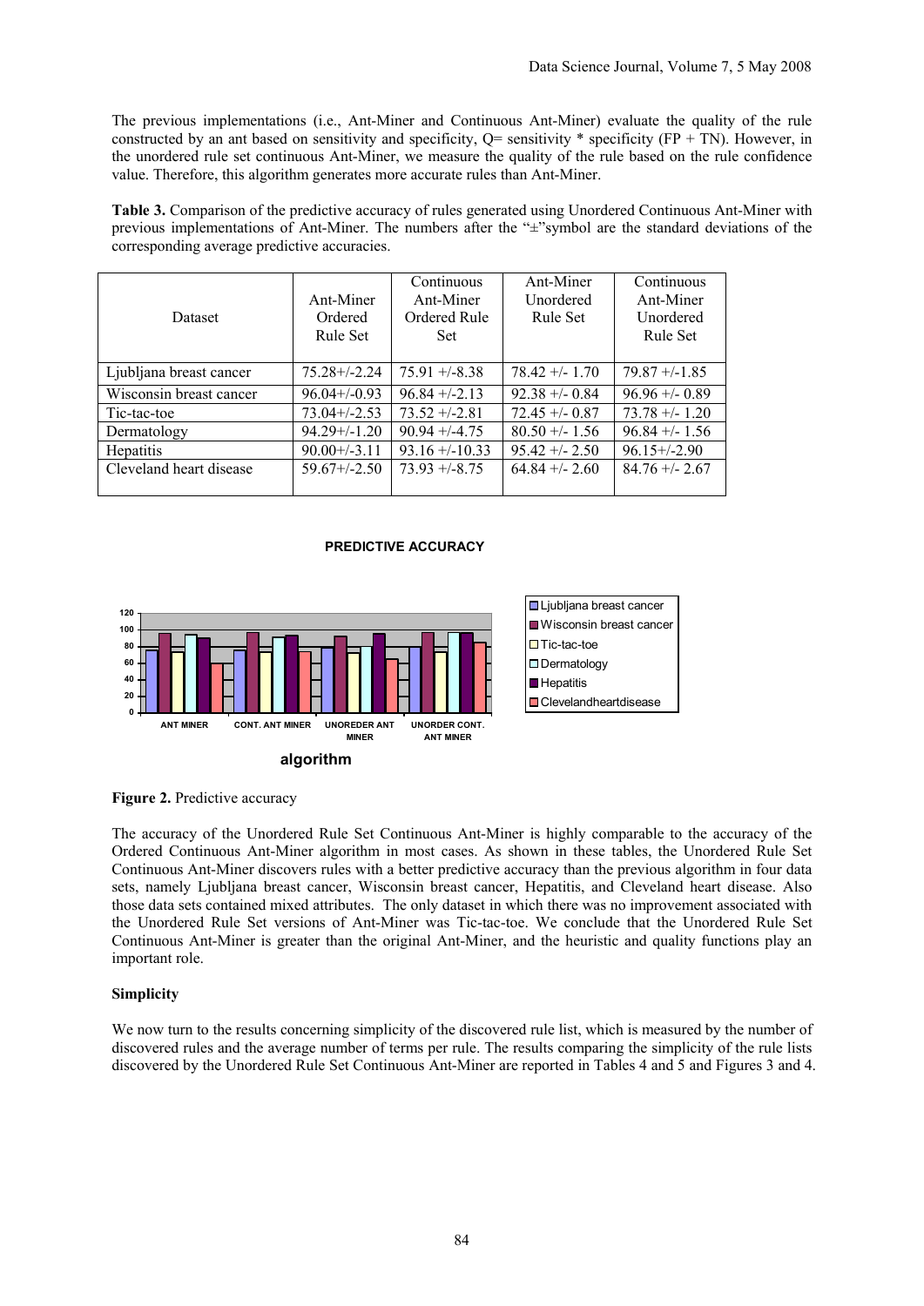The previous implementations (i.e., Ant-Miner and Continuous Ant-Miner) evaluate the quality of the rule constructed by an ant based on sensitivity and specificity, Q= sensitivity * specificity (FP + TN). However, in the unordered rule set continuous Ant-Miner, we measure the quality of the rule based on the rule confidence value. Therefore, this algorithm generates more accurate rules than Ant-Miner.

**Table 3.** Comparison of the predictive accuracy of rules generated using Unordered Continuous Ant-Miner with previous implementations of Ant-Miner. The numbers after the "±"symbol are the standard deviations of the corresponding average predictive accuracies.

| Dataset | Ant-Miner Ordered Rule Set | Continuous Ant-Miner Ordered Rule Set | Ant-Miner Unordered Rule Set | Continuous Ant-Miner Unordered Rule Set |
|---|---|---|---|---|
| Ljubljana breast cancer | 75.28+/-2.24 | 75.91 +/-8.38 | 78.42 +/- 1.70 | 79.87 +/-1.85 |
| Wisconsin breast cancer | 96.04+/-0.93 | 96.84 +/-2.13 | 92.38 +/- 0.84 | 96.96 +/- 0.89 |
| Tic-tac-toe | 73.04+/-2.53 | 73.52 +/-2.81 | 72.45 +/- 0.87 | 73.78 +/- 1.20 |
| Dermatology | 94.29+/-1.20 | 90.94 +/-4.75 | 80.50 +/- 1.56 | 96.84 +/- 1.56 |
| Hepatitis | 90.00+/-3.11 | 93.16 +/-10.33 | 95.42 +/- 2.50 | 96.15+/-2.90 |
| Cleveland heart disease | 59.67+/-2.50 | 73.93 +/-8.75 | 64.84 +/- 2.60 | 84.76 +/- 2.67 |

**Figure 2.** Predictive accuracy

The accuracy of the Unordered Rule Set Continuous Ant-Miner is highly comparable to the accuracy of the Ordered Continuous Ant-Miner algorithm in most cases. As shown in these tables, the Unordered Rule Set Continuous Ant-Miner discovers rules with a better predictive accuracy than the previous algorithm in four data sets, namely Ljubljana breast cancer, Wisconsin breast cancer, Hepatitis, and Cleveland heart disease. Also those data sets contained mixed attributes. The only dataset in which there was no improvement associated with the Unordered Rule Set versions of Ant-Miner was Tic-tac-toe. We conclude that the Unordered Rule Set Continuous Ant-Miner is greater than the original Ant-Miner, and the heuristic and quality functions play an important role.

**Simplicity**

We now turn to the results concerning simplicity of the discovered rule list, which is measured by the number of discovered rules and the average number of terms per rule. The results comparing the simplicity of the rule lists discovered by the Unordered Rule Set Continuous Ant-Miner are reported in Tables 4 and 5 and Figures 3 and 4.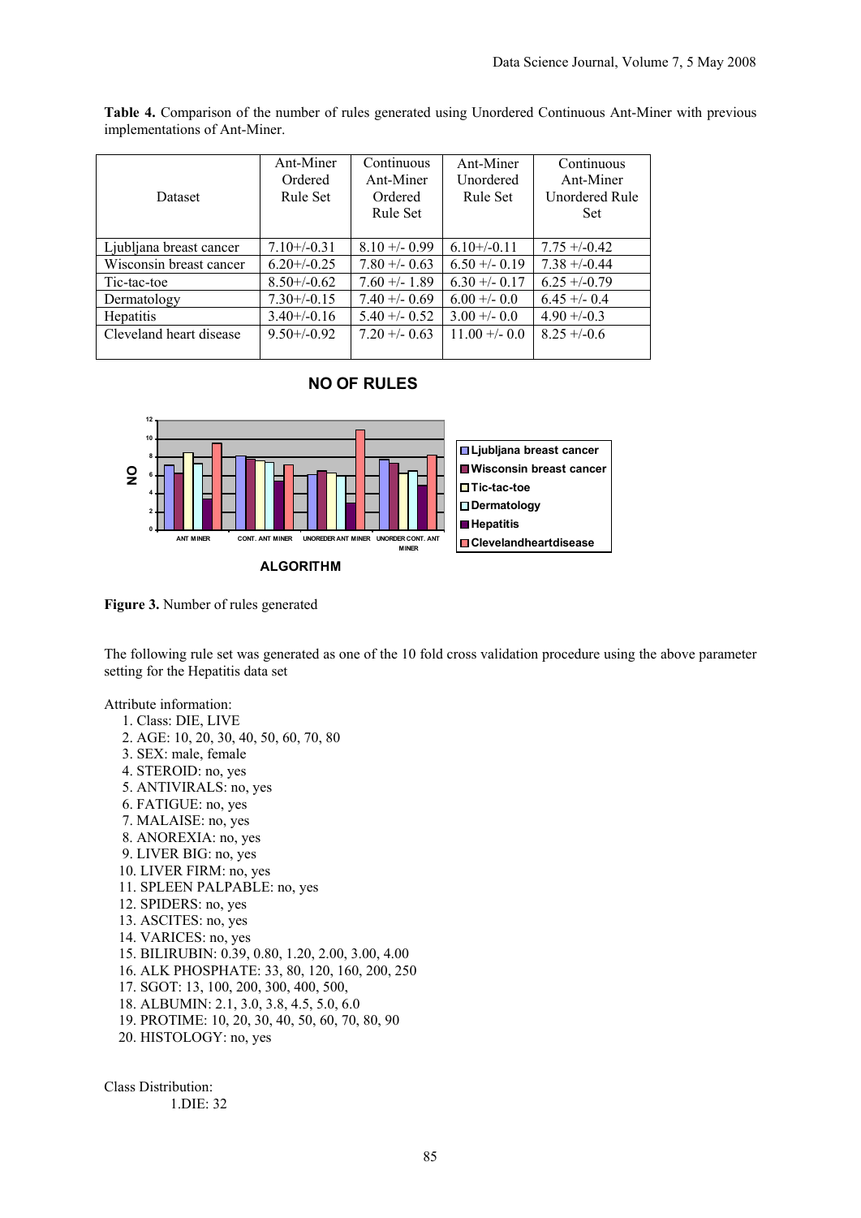**Table 4.** Comparison of the number of rules generated using Unordered Continuous Ant-Miner with previous implementations of Ant-Miner.

| Dataset | Ant-Miner Ordered Rule Set | Continuous Ant-Miner Ordered Rule Set | Ant-Miner Unordered Rule Set | Continuous Ant-Miner Unordered Rule Set |
|---|---|---|---|---|
| Ljubljana breast cancer | 7.10+/-0.31 | 8.10 +/- 0.99 | 6.10+/-0.11 | 7.75 +/-0.42 |
| Wisconsin breast cancer | 6.20+/-0.25 | 7.80 +/- 0.63 | 6.50 +/- 0.19 | 7.38 +/-0.44 |
| Tic-tac-toe | 8.50+/-0.62 | 7.60 +/- 1.89 | 6.30 +/- 0.17 | 6.25 +/-0.79 |
| Dermatology | 7.30+/-0.15 | 7.40 +/- 0.69 | 6.00 +/- 0.0 | 6.45 +/- 0.4 |
| Hepatitis | 3.40+/-0.16 | 5.40 +/- 0.52 | 3.00 +/- 0.0 | 4.90 +/-0.3 |
| Cleveland heart disease | 9.50+/-0.92 | 7.20 +/- 0.63 | 11.00 +/- 0.0 | 8.25 +/-0.6 |

**Figure 3.** Number of rules generated

The following rule set was generated as one of the 10 fold cross validation procedure using the above parameter setting for the Hepatitis data set

Attribute information:

1. Class: DIE, LIVE
2. AGE: 10, 20, 30, 40, 50, 60, 70, 80
3. SEX: male, female
4. STEROID: no, yes
5. ANTIVIRALS: no, yes
6. FATIGUE: no, yes
7. MALAISE: no, yes
8. ANOREXIA: no, yes
9. LIVER BIG: no, yes
10. LIVER FIRM: no, yes
11. SPLEEN PALPABLE: no, yes
12. SPIDERS: no, yes
13. ASCITES: no, yes
14. VARICES: no, yes
15. BILIRUBIN: 0.39, 0.80, 1.20, 2.00, 3.00, 4.00
16. ALK PHOSPHATE: 33, 80, 120, 160, 200, 250
17. SGOT: 13, 100, 200, 300, 400, 500,
18. ALBUMIN: 2.1, 3.0, 3.8, 4.5, 5.0, 6.0
19. PROTIME: 10, 20, 30, 40, 50, 60, 70, 80, 90
20. HISTOLOGY: no, yes

Class Distribution:

1.DIE: 32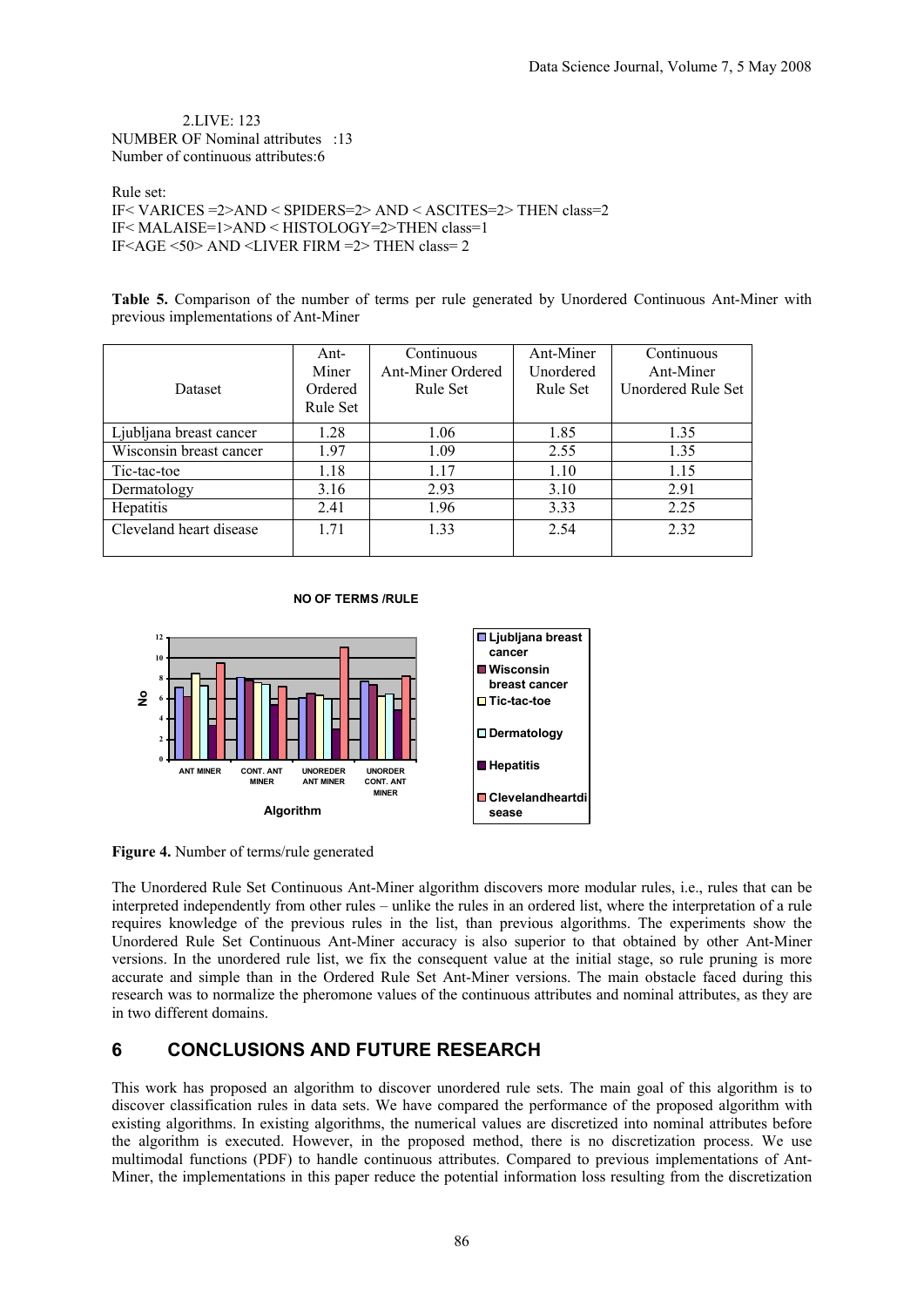2.LIVE: 123
NUMBER OF Nominal attributes :13
Number of continuous attributes:6

Rule set:
IF< VARICES =2>AND < SPIDERS=2> AND < ASCITES=2> THEN class=2
IF< MALAISE=1>AND < HISTOLOGY=2>THEN class=1
IF<AGE <50> AND <LIVER FIRM =2> THEN class= 2

**Table 5.** Comparison of the number of terms per rule generated by Unordered Continuous Ant-Miner with previous implementations of Ant-Miner

| Dataset | Ant-Miner Ordered Rule Set | Continuous Ant-Miner Ordered Rule Set | Ant-Miner Unordered Rule Set | Continuous Ant-Miner Unordered Rule Set |
|---|---|---|---|---|
| Ljubljana breast cancer | 1.28 | 1.06 | 1.85 | 1.35 |
| Wisconsin breast cancer | 1.97 | 1.09 | 2.55 | 1.35 |
| Tic-tac-toe | 1.18 | 1.17 | 1.10 | 1.15 |
| Dermatology | 3.16 | 2.93 | 3.10 | 2.91 |
| Hepatitis | 2.41 | 1.96 | 3.33 | 2.25 |
| Cleveland heart disease | 1.71 | 1.33 | 2.54 | 2.32 |

**Figure 4.** Number of terms/rule generated

The Unordered Rule Set Continuous Ant-Miner algorithm discovers more modular rules, i.e., rules that can be interpreted independently from other rules – unlike the rules in an ordered list, where the interpretation of a rule requires knowledge of the previous rules in the list, than previous algorithms. The experiments show the Unordered Rule Set Continuous Ant-Miner accuracy is also superior to that obtained by other Ant-Miner versions. In the unordered rule list, we fix the consequent value at the initial stage, so rule pruning is more accurate and simple than in the Ordered Rule Set Ant-Miner versions. The main obstacle faced during this research was to normalize the pheromone values of the continuous attributes and nominal attributes, as they are in two different domains.

## 6 CONCLUSIONS AND FUTURE RESEARCH

This work has proposed an algorithm to discover unordered rule sets. The main goal of this algorithm is to discover classification rules in data sets. We have compared the performance of the proposed algorithm with existing algorithms. In existing algorithms, the numerical values are discretized into nominal attributes before the algorithm is executed. However, in the proposed method, there is no discretization process. We use multimodal functions (PDF) to handle continuous attributes. Compared to previous implementations of Ant-Miner, the implementations in this paper reduce the potential information loss resulting from the discretization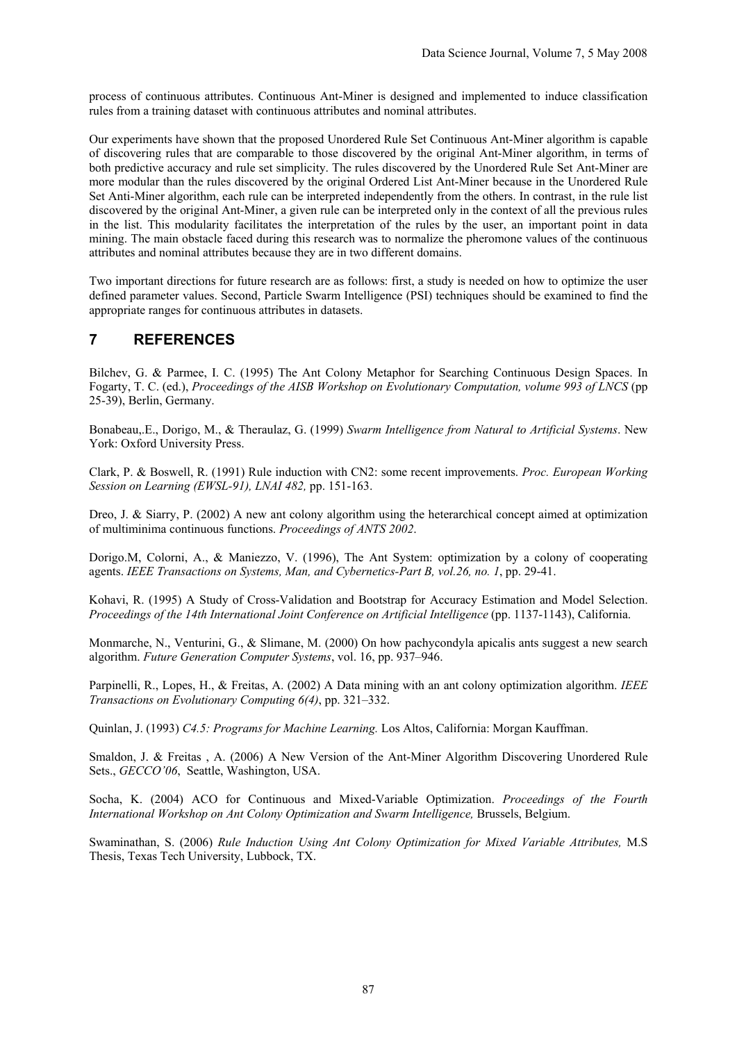process of continuous attributes. Continuous Ant-Miner is designed and implemented to induce classification rules from a training dataset with continuous attributes and nominal attributes.

Our experiments have shown that the proposed Unordered Rule Set Continuous Ant-Miner algorithm is capable of discovering rules that are comparable to those discovered by the original Ant-Miner algorithm, in terms of both predictive accuracy and rule set simplicity. The rules discovered by the Unordered Rule Set Ant-Miner are more modular than the rules discovered by the original Ordered List Ant-Miner because in the Unordered Rule Set Anti-Miner algorithm, each rule can be interpreted independently from the others. In contrast, in the rule list discovered by the original Ant-Miner, a given rule can be interpreted only in the context of all the previous rules in the list. This modularity facilitates the interpretation of the rules by the user, an important point in data mining. The main obstacle faced during this research was to normalize the pheromone values of the continuous attributes and nominal attributes because they are in two different domains.

Two important directions for future research are as follows: first, a study is needed on how to optimize the user defined parameter values. Second, Particle Swarm Intelligence (PSI) techniques should be examined to find the appropriate ranges for continuous attributes in datasets.

## 7 REFERENCES

Bilchev, G. & Parmee, I. C. (1995) The Ant Colony Metaphor for Searching Continuous Design Spaces. In Fogarty, T. C. (ed.), *Proceedings of the AISB Workshop on Evolutionary Computation, volume 993 of LNCS* (pp 25-39), Berlin, Germany.

Bonabeau,.E., Dorigo, M., & Theraulaz, G. (1999) *Swarm Intelligence from Natural to Artificial Systems*. New York: Oxford University Press.

Clark, P. & Boswell, R. (1991) Rule induction with CN2: some recent improvements. *Proc. European Working Session on Learning (EWSL-91), LNAI 482,* pp. 151-163.

Dreo, J. & Siarry, P. (2002) A new ant colony algorithm using the heterarchical concept aimed at optimization of multiminima continuous functions. *Proceedings of ANTS 2002*.

Dorigo.M, Colorni, A., & Maniezzo, V. (1996), The Ant System: optimization by a colony of cooperating agents. *IEEE Transactions on Systems, Man, and Cybernetics-Part B, vol.26, no. 1*, pp. 29-41.

Kohavi, R. (1995) A Study of Cross-Validation and Bootstrap for Accuracy Estimation and Model Selection. *Proceedings of the 14th International Joint Conference on Artificial Intelligence* (pp. 1137-1143), California.

Monmarche, N., Venturini, G., & Slimane, M. (2000) On how pachycondyla apicalis ants suggest a new search algorithm. *Future Generation Computer Systems*, vol. 16, pp. 937–946.

Parpinelli, R., Lopes, H., & Freitas, A. (2002) A Data mining with an ant colony optimization algorithm. *IEEE Transactions on Evolutionary Computing 6(4)*, pp. 321–332.

Quinlan, J. (1993) *C4.5: Programs for Machine Learning.* Los Altos, California: Morgan Kauffman.

Smaldon, J. & Freitas , A. (2006) A New Version of the Ant-Miner Algorithm Discovering Unordered Rule Sets., *GECCO'06*, Seattle, Washington, USA.

Socha, K. (2004) ACO for Continuous and Mixed-Variable Optimization. *Proceedings of the Fourth International Workshop on Ant Colony Optimization and Swarm Intelligence,* Brussels, Belgium.

Swaminathan, S. (2006) *Rule Induction Using Ant Colony Optimization for Mixed Variable Attributes,* M.S Thesis, Texas Tech University, Lubbock, TX.